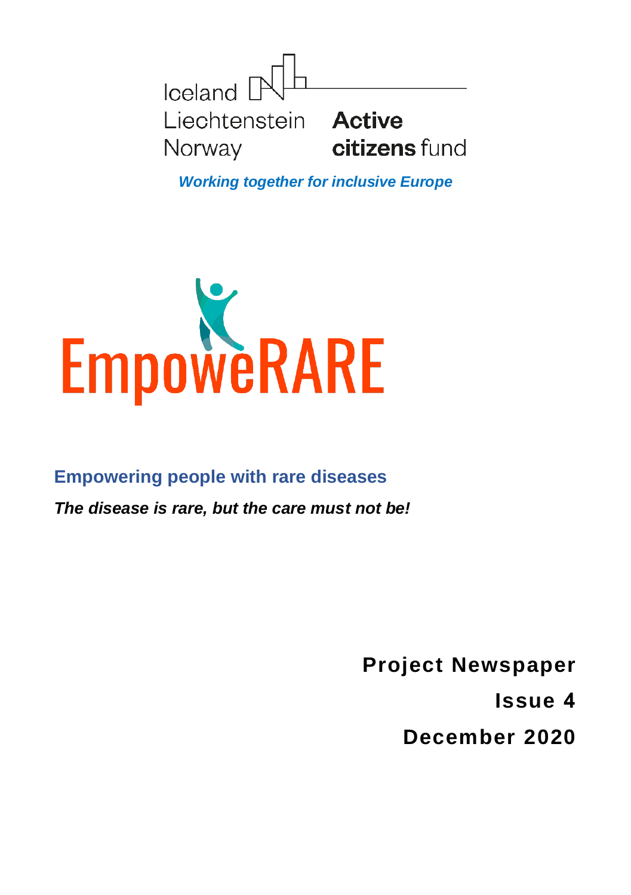Iceland
Liechtenstein
Norway

**Active citizens fund**

***Working together for inclusive Europe***

# EmpoweRARE

## Empowering people with rare diseases

***The disease is rare, but the care must not be!***

**Project Newspaper**

**Issue 4**

**December 2020**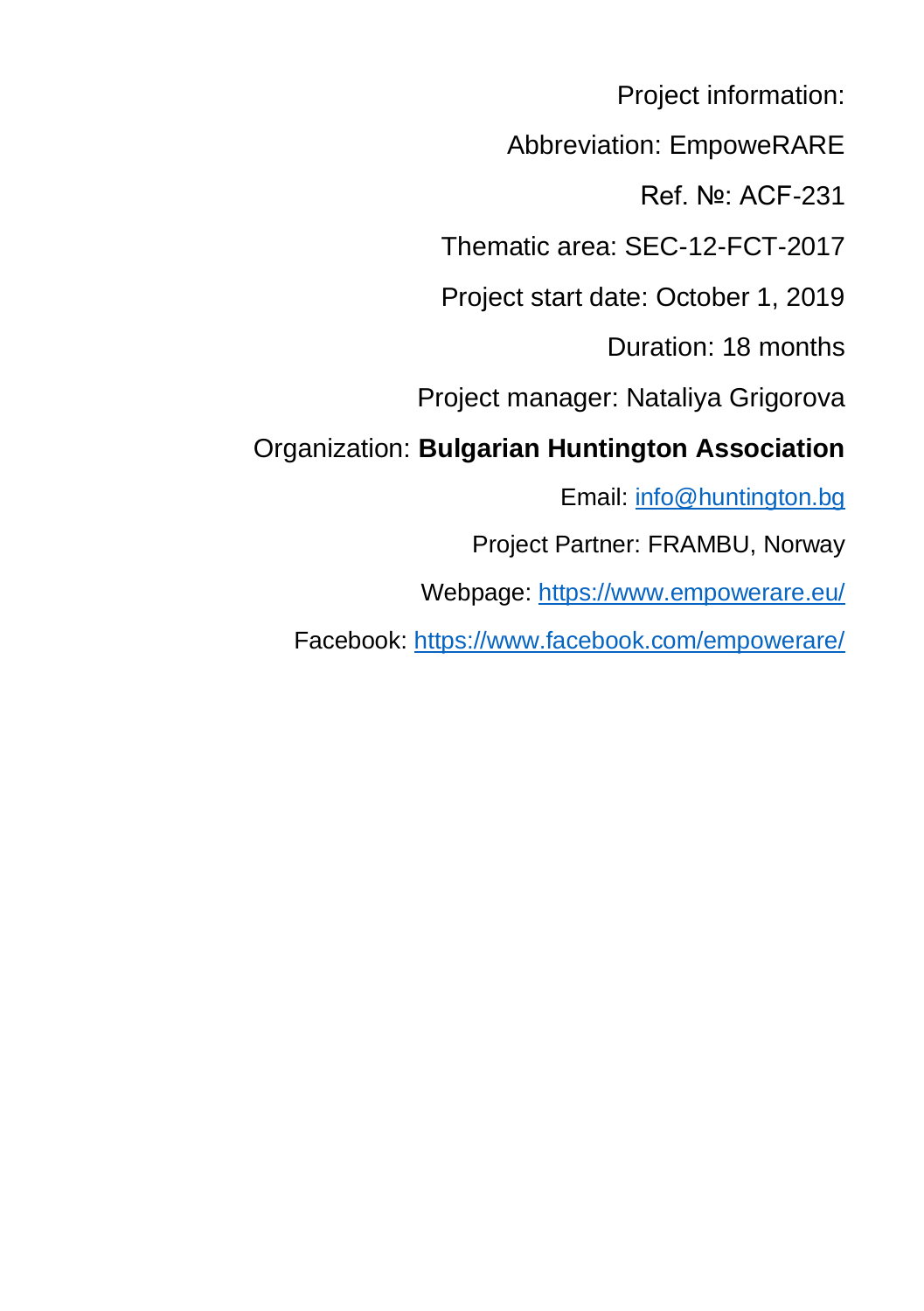Project information:

Abbreviation: EmpoweRARE

Ref. №: ACF-231

Thematic area: SEC-12-FCT-2017

Project start date: October 1, 2019

Duration: 18 months

Project manager: Nataliya Grigorova

Organization: **Bulgarian Huntington Association**

Email: [info@huntington.bg](mailto:info@huntington.bg)

Project Partner: FRAMBU, Norway

Webpage: [https://www.empowerare.eu/](https://www.empowerare.eu/)

Facebook: [https://www.facebook.com/empowerare/](https://www.facebook.com/empowerare/)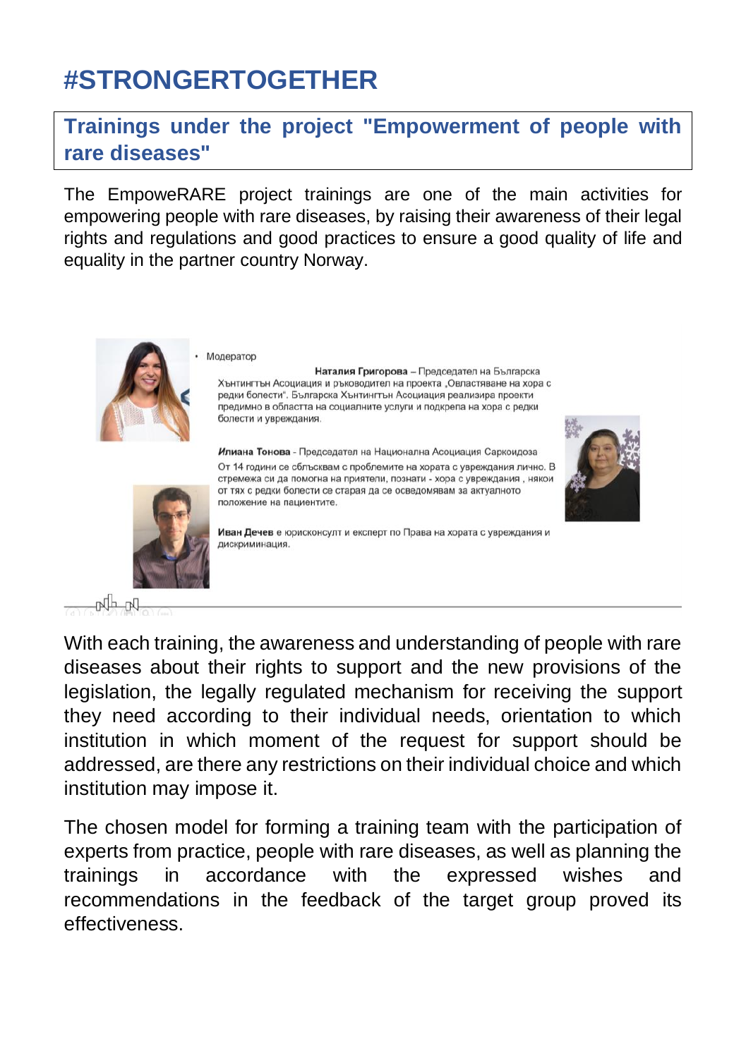# #STRONGERTOGETHER

## Trainings under the project "Empowerment of people with rare diseases"

The EmpoweRARE project trainings are one of the main activities for empowering people with rare diseases, by raising their awareness of their legal rights and regulations and good practices to ensure a good quality of life and equality in the partner country Norway.

- Модератор

**Наталия Григорова** – Председател на Българска Хънтингтън Асоциация и ръководител на проекта „Овластяване на хора с редки болести". Българска Хънтингтън Асоциация реализира проекти предимно в областта на социалните услуги и подкрепа на хора с редки болести и увреждания.

***Илиана Тонова*** - Председател на Национална Асоциация Саркоидоза

От 14 години се сблъсквам с проблемите на хората с увреждания лично. В стремежа си да помогна на приятели, познати - хора с увреждания , някои от тях с редки болести се старая да се осведомявам за актуалното положение на пациентите.

**Иван Дечев** е юрисконсулт и експерт по Права на хората с увреждания и дискриминация.

With each training, the awareness and understanding of people with rare diseases about their rights to support and the new provisions of the legislation, the legally regulated mechanism for receiving the support they need according to their individual needs, orientation to which institution in which moment of the request for support should be addressed, are there any restrictions on their individual choice and which institution may impose it.

The chosen model for forming a training team with the participation of experts from practice, people with rare diseases, as well as planning the trainings in accordance with the expressed wishes and recommendations in the feedback of the target group proved its effectiveness.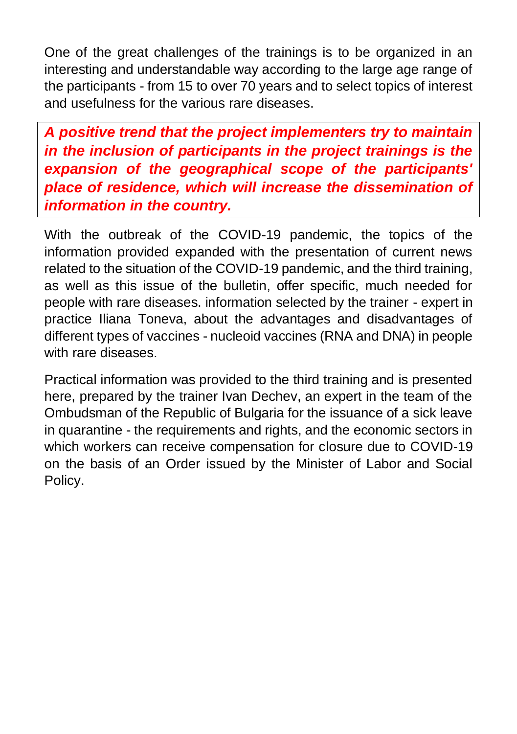One of the great challenges of the trainings is to be organized in an interesting and understandable way according to the large age range of the participants - from 15 to over 70 years and to select topics of interest and usefulness for the various rare diseases.

***A positive trend that the project implementers try to maintain in the inclusion of participants in the project trainings is the expansion of the geographical scope of the participants' place of residence, which will increase the dissemination of information in the country.***

With the outbreak of the COVID-19 pandemic, the topics of the information provided expanded with the presentation of current news related to the situation of the COVID-19 pandemic, and the third training, as well as this issue of the bulletin, offer specific, much needed for people with rare diseases. information selected by the trainer - expert in practice Iliana Toneva, about the advantages and disadvantages of different types of vaccines - nucleoid vaccines (RNA and DNA) in people with rare diseases.

Practical information was provided to the third training and is presented here, prepared by the trainer Ivan Dechev, an expert in the team of the Ombudsman of the Republic of Bulgaria for the issuance of a sick leave in quarantine - the requirements and rights, and the economic sectors in which workers can receive compensation for closure due to COVID-19 on the basis of an Order issued by the Minister of Labor and Social Policy.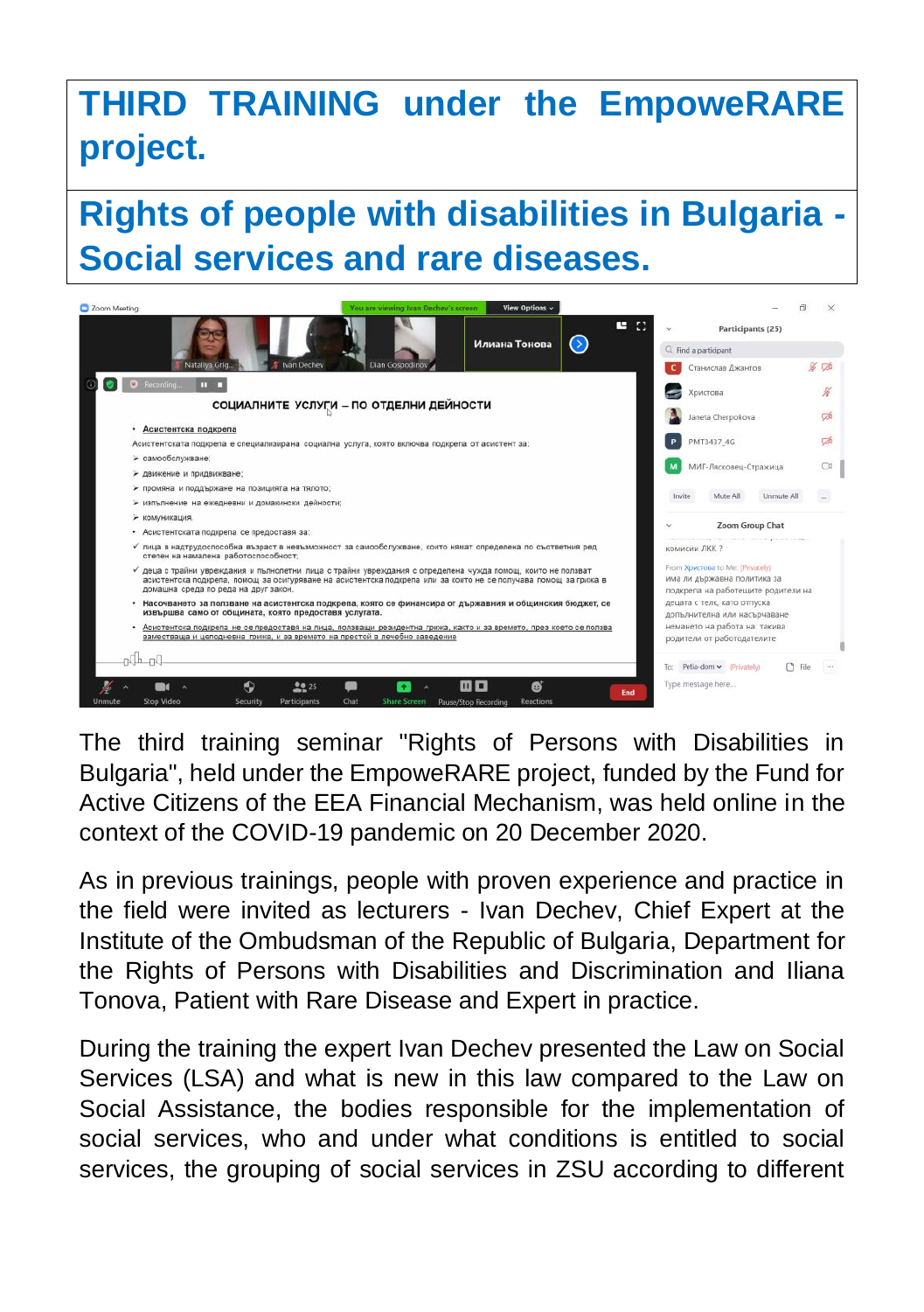# THIRD TRAINING under the EmpoweRARE project.

## Rights of people with disabilities in Bulgaria - Social services and rare diseases.

The third training seminar "Rights of Persons with Disabilities in Bulgaria", held under the EmpoweRARE project, funded by the Fund for Active Citizens of the EEA Financial Mechanism, was held online in the context of the COVID-19 pandemic on 20 December 2020.

As in previous trainings, people with proven experience and practice in the field were invited as lecturers - Ivan Dechev, Chief Expert at the Institute of the Ombudsman of the Republic of Bulgaria, Department for the Rights of Persons with Disabilities and Discrimination and Iliana Tonova, Patient with Rare Disease and Expert in practice.

During the training the expert Ivan Dechev presented the Law on Social Services (LSA) and what is new in this law compared to the Law on Social Assistance, the bodies responsible for the implementation of social services, who and under what conditions is entitled to social services, the grouping of social services in ZSU according to different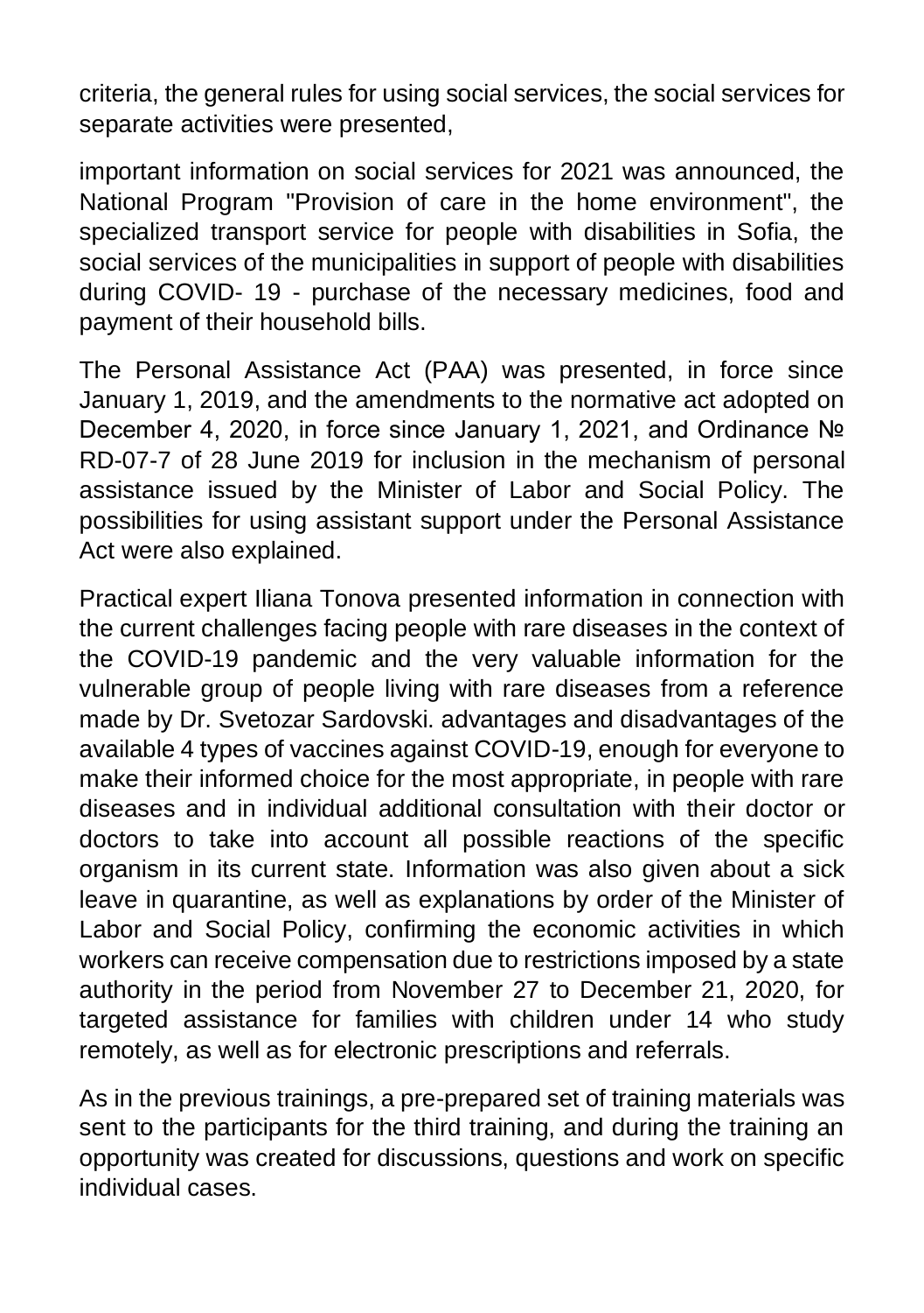criteria, the general rules for using social services, the social services for separate activities were presented,

important information on social services for 2021 was announced, the National Program "Provision of care in the home environment", the specialized transport service for people with disabilities in Sofia, the social services of the municipalities in support of people with disabilities during COVID- 19 - purchase of the necessary medicines, food and payment of their household bills.

The Personal Assistance Act (PAA) was presented, in force since January 1, 2019, and the amendments to the normative act adopted on December 4, 2020, in force since January 1, 2021, and Ordinance № RD-07-7 of 28 June 2019 for inclusion in the mechanism of personal assistance issued by the Minister of Labor and Social Policy. The possibilities for using assistant support under the Personal Assistance Act were also explained.

Practical expert Iliana Tonova presented information in connection with the current challenges facing people with rare diseases in the context of the COVID-19 pandemic and the very valuable information for the vulnerable group of people living with rare diseases from a reference made by Dr. Svetozar Sardovski. advantages and disadvantages of the available 4 types of vaccines against COVID-19, enough for everyone to make their informed choice for the most appropriate, in people with rare diseases and in individual additional consultation with their doctor or doctors to take into account all possible reactions of the specific organism in its current state. Information was also given about a sick leave in quarantine, as well as explanations by order of the Minister of Labor and Social Policy, confirming the economic activities in which workers can receive compensation due to restrictions imposed by a state authority in the period from November 27 to December 21, 2020, for targeted assistance for families with children under 14 who study remotely, as well as for electronic prescriptions and referrals.

As in the previous trainings, a pre-prepared set of training materials was sent to the participants for the third training, and during the training an opportunity was created for discussions, questions and work on specific individual cases.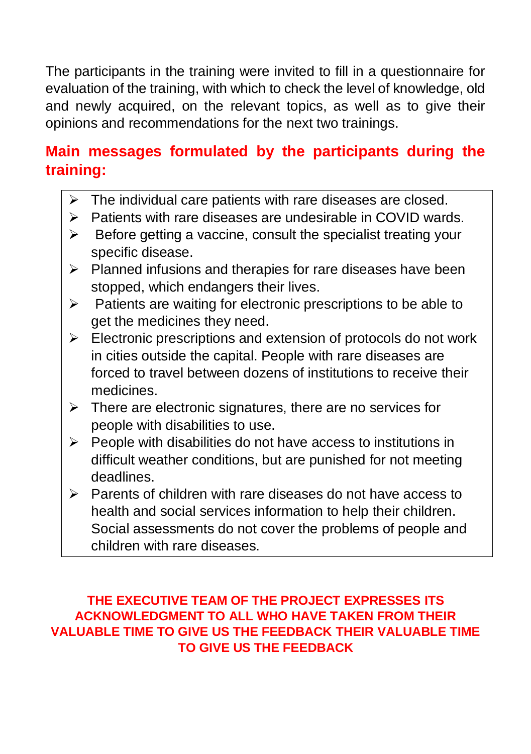The participants in the training were invited to fill in a questionnaire for evaluation of the training, with which to check the level of knowledge, old and newly acquired, on the relevant topics, as well as to give their opinions and recommendations for the next two trainings.

## Main messages formulated by the participants during the training:

- The individual care patients with rare diseases are closed.
- Patients with rare diseases are undesirable in COVID wards.
- Before getting a vaccine, consult the specialist treating your specific disease.
- Planned infusions and therapies for rare diseases have been stopped, which endangers their lives.
- Patients are waiting for electronic prescriptions to be able to get the medicines they need.
- Electronic prescriptions and extension of protocols do not work in cities outside the capital. People with rare diseases are forced to travel between dozens of institutions to receive their medicines.
- There are electronic signatures, there are no services for people with disabilities to use.
- People with disabilities do not have access to institutions in difficult weather conditions, but are punished for not meeting deadlines.
- Parents of children with rare diseases do not have access to health and social services information to help their children. Social assessments do not cover the problems of people and children with rare diseases.

**THE EXECUTIVE TEAM OF THE PROJECT EXPRESSES ITS ACKNOWLEDGMENT TO ALL WHO HAVE TAKEN FROM THEIR VALUABLE TIME TO GIVE US THE FEEDBACK THEIR VALUABLE TIME TO GIVE US THE FEEDBACK**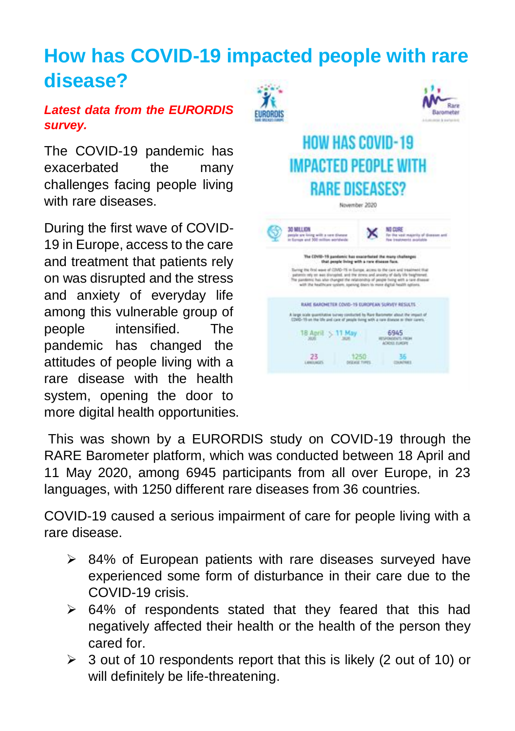# How has COVID-19 impacted people with rare disease?

***Latest data from the EURORDIS survey.***

The COVID-19 pandemic has exacerbated the many challenges facing people living with rare diseases.

During the first wave of COVID-19 in Europe, access to the care and treatment that patients rely on was disrupted and the stress and anxiety of everyday life among this vulnerable group of people intensified. The pandemic has changed the attitudes of people living with a rare disease with the health system, opening the door to more digital health opportunities.

This was shown by a EURORDIS study on COVID-19 through the RARE Barometer platform, which was conducted between 18 April and 11 May 2020, among 6945 participants from all over Europe, in 23 languages, with 1250 different rare diseases from 36 countries.

COVID-19 caused a serious impairment of care for people living with a rare disease.

- 84% of European patients with rare diseases surveyed have experienced some form of disturbance in their care due to the COVID-19 crisis.
- 64% of respondents stated that they feared that this had negatively affected their health or the health of the person they cared for.
- 3 out of 10 respondents report that this is likely (2 out of 10) or will definitely be life-threatening.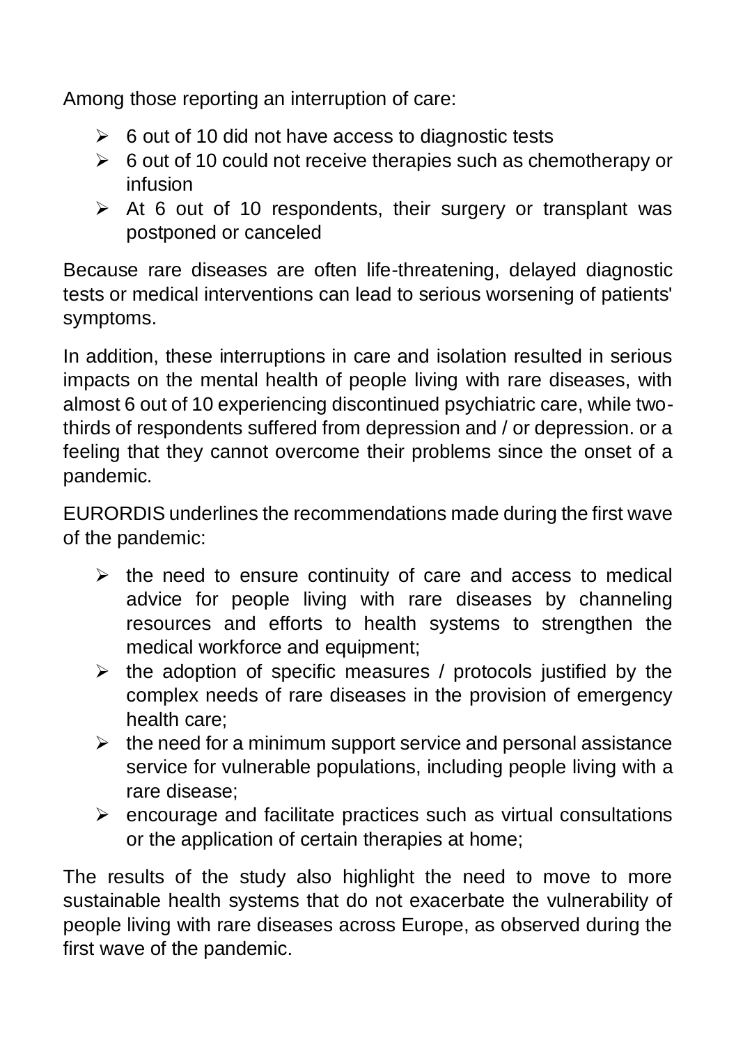Among those reporting an interruption of care:

- 6 out of 10 did not have access to diagnostic tests
- 6 out of 10 could not receive therapies such as chemotherapy or infusion
- At 6 out of 10 respondents, their surgery or transplant was postponed or canceled

Because rare diseases are often life-threatening, delayed diagnostic tests or medical interventions can lead to serious worsening of patients' symptoms.

In addition, these interruptions in care and isolation resulted in serious impacts on the mental health of people living with rare diseases, with almost 6 out of 10 experiencing discontinued psychiatric care, while two-thirds of respondents suffered from depression and / or depression. or a feeling that they cannot overcome their problems since the onset of a pandemic.

EURORDIS underlines the recommendations made during the first wave of the pandemic:

- the need to ensure continuity of care and access to medical advice for people living with rare diseases by channeling resources and efforts to health systems to strengthen the medical workforce and equipment;
- the adoption of specific measures / protocols justified by the complex needs of rare diseases in the provision of emergency health care;
- the need for a minimum support service and personal assistance service for vulnerable populations, including people living with a rare disease;
- encourage and facilitate practices such as virtual consultations or the application of certain therapies at home;

The results of the study also highlight the need to move to more sustainable health systems that do not exacerbate the vulnerability of people living with rare diseases across Europe, as observed during the first wave of the pandemic.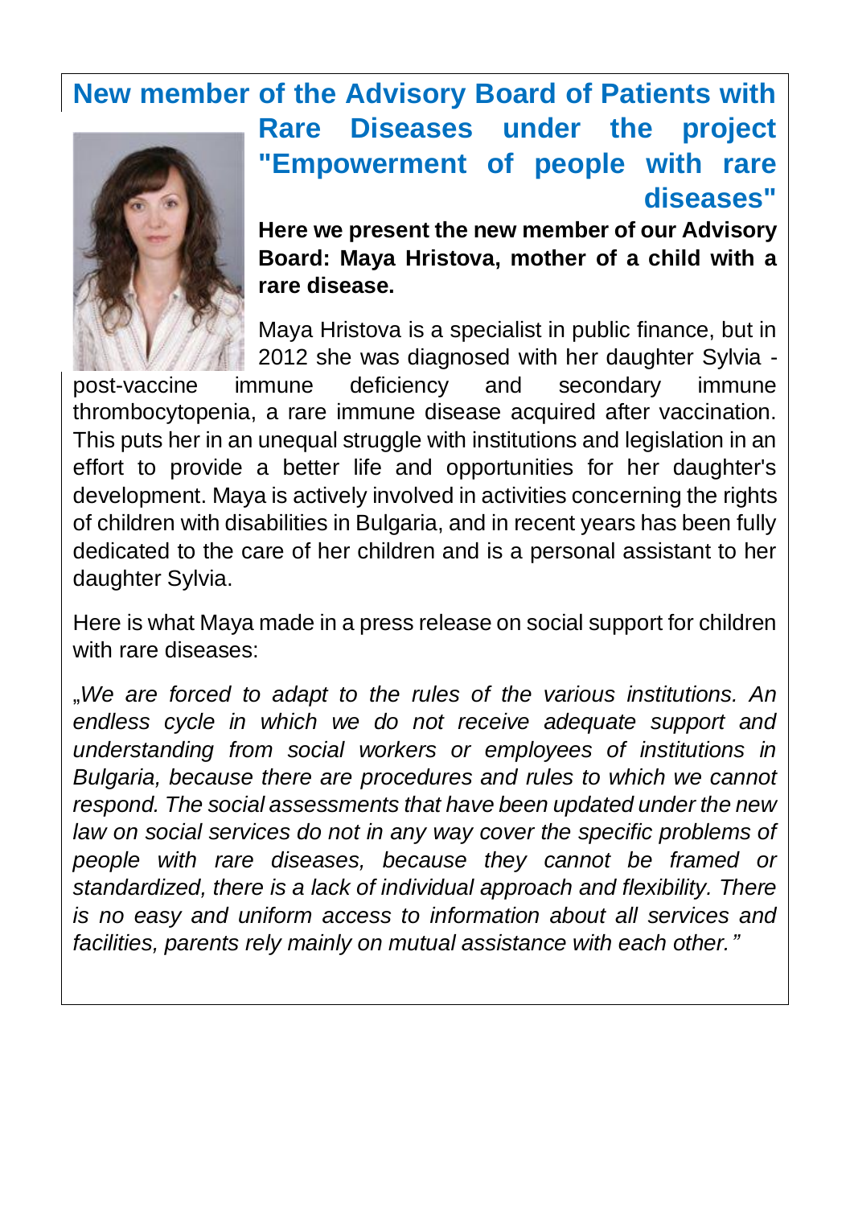## New member of the Advisory Board of Patients with Rare Diseases under the project "Empowerment of people with rare diseases"

**Here we present the new member of our Advisory Board: Maya Hristova, mother of a child with a rare disease.**

Maya Hristova is a specialist in public finance, but in 2012 she was diagnosed with her daughter Sylvia - post-vaccine immune deficiency and secondary immune thrombocytopenia, a rare immune disease acquired after vaccination. This puts her in an unequal struggle with institutions and legislation in an effort to provide a better life and opportunities for her daughter's development. Maya is actively involved in activities concerning the rights of children with disabilities in Bulgaria, and in recent years has been fully dedicated to the care of her children and is a personal assistant to her daughter Sylvia.

Here is what Maya made in a press release on social support for children with rare diseases:

„*We are forced to adapt to the rules of the various institutions. An endless cycle in which we do not receive adequate support and understanding from social workers or employees of institutions in Bulgaria, because there are procedures and rules to which we cannot respond. The social assessments that have been updated under the new law on social services do not in any way cover the specific problems of people with rare diseases, because they cannot be framed or standardized, there is a lack of individual approach and flexibility. There is no easy and uniform access to information about all services and facilities, parents rely mainly on mutual assistance with each other."*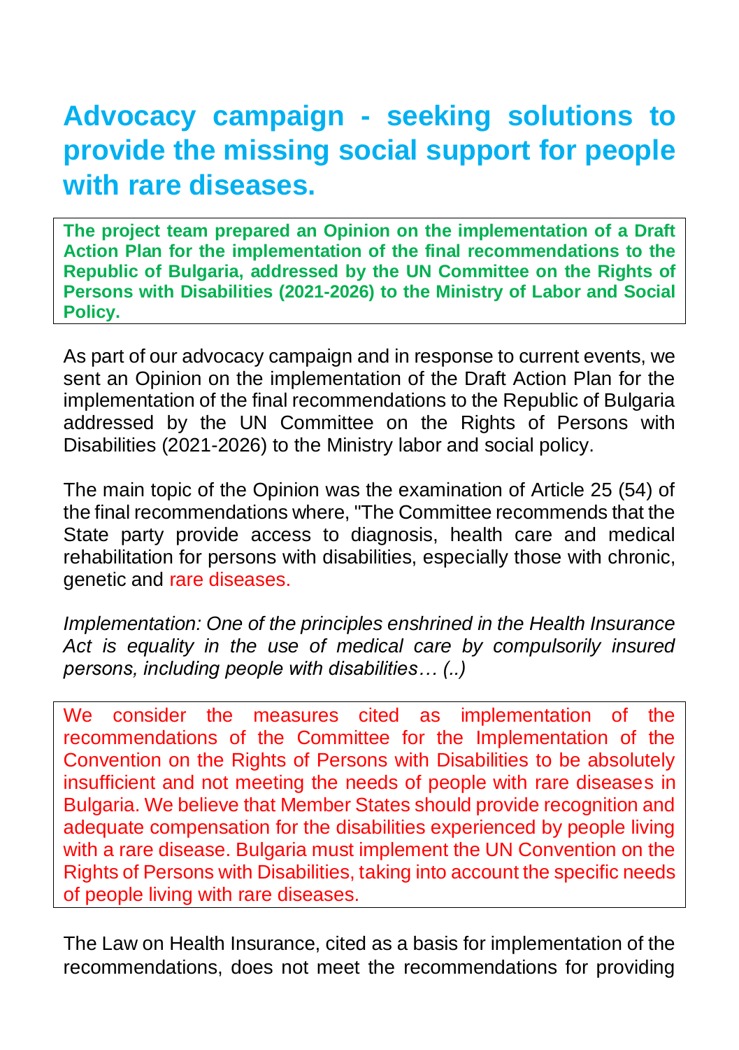# Advocacy campaign - seeking solutions to provide the missing social support for people with rare diseases.

**The project team prepared an Opinion on the implementation of a Draft Action Plan for the implementation of the final recommendations to the Republic of Bulgaria, addressed by the UN Committee on the Rights of Persons with Disabilities (2021-2026) to the Ministry of Labor and Social Policy.**

As part of our advocacy campaign and in response to current events, we sent an Opinion on the implementation of the Draft Action Plan for the implementation of the final recommendations to the Republic of Bulgaria addressed by the UN Committee on the Rights of Persons with Disabilities (2021-2026) to the Ministry labor and social policy.

The main topic of the Opinion was the examination of Article 25 (54) of the final recommendations where, "The Committee recommends that the State party provide access to diagnosis, health care and medical rehabilitation for persons with disabilities, especially those with chronic, genetic and rare diseases.

*Implementation: One of the principles enshrined in the Health Insurance Act is equality in the use of medical care by compulsorily insured persons, including people with disabilities… (..)*

We consider the measures cited as implementation of the recommendations of the Committee for the Implementation of the Convention on the Rights of Persons with Disabilities to be absolutely insufficient and not meeting the needs of people with rare diseases in Bulgaria. We believe that Member States should provide recognition and adequate compensation for the disabilities experienced by people living with a rare disease. Bulgaria must implement the UN Convention on the Rights of Persons with Disabilities, taking into account the specific needs of people living with rare diseases.

The Law on Health Insurance, cited as a basis for implementation of the recommendations, does not meet the recommendations for providing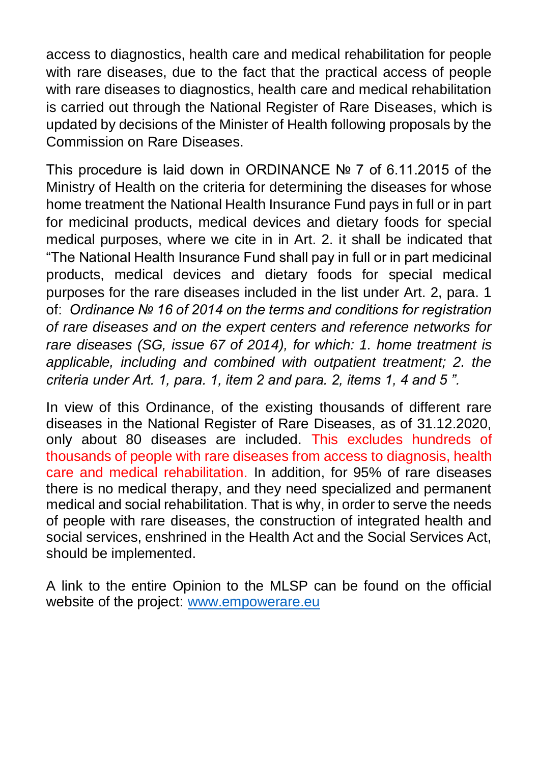access to diagnostics, health care and medical rehabilitation for people with rare diseases, due to the fact that the practical access of people with rare diseases to diagnostics, health care and medical rehabilitation is carried out through the National Register of Rare Diseases, which is updated by decisions of the Minister of Health following proposals by the Commission on Rare Diseases.

This procedure is laid down in ORDINANCE № 7 of 6.11.2015 of the Ministry of Health on the criteria for determining the diseases for whose home treatment the National Health Insurance Fund pays in full or in part for medicinal products, medical devices and dietary foods for special medical purposes, where we cite in in Art. 2. it shall be indicated that "The National Health Insurance Fund shall pay in full or in part medicinal products, medical devices and dietary foods for special medical purposes for the rare diseases included in the list under Art. 2, para. 1 of: *Ordinance № 16 of 2014 on the terms and conditions for registration of rare diseases and on the expert centers and reference networks for rare diseases (SG, issue 67 of 2014), for which: 1. home treatment is applicable, including and combined with outpatient treatment; 2. the criteria under Art. 1, para. 1, item 2 and para. 2, items 1, 4 and 5 ".*

In view of this Ordinance, of the existing thousands of different rare diseases in the National Register of Rare Diseases, as of 31.12.2020, only about 80 diseases are included. This excludes hundreds of thousands of people with rare diseases from access to diagnosis, health care and medical rehabilitation. In addition, for 95% of rare diseases there is no medical therapy, and they need specialized and permanent medical and social rehabilitation. That is why, in order to serve the needs of people with rare diseases, the construction of integrated health and social services, enshrined in the Health Act and the Social Services Act, should be implemented.

A link to the entire Opinion to the MLSP can be found on the official website of the project: [www.empowerare.eu](http://www.empowerare.eu)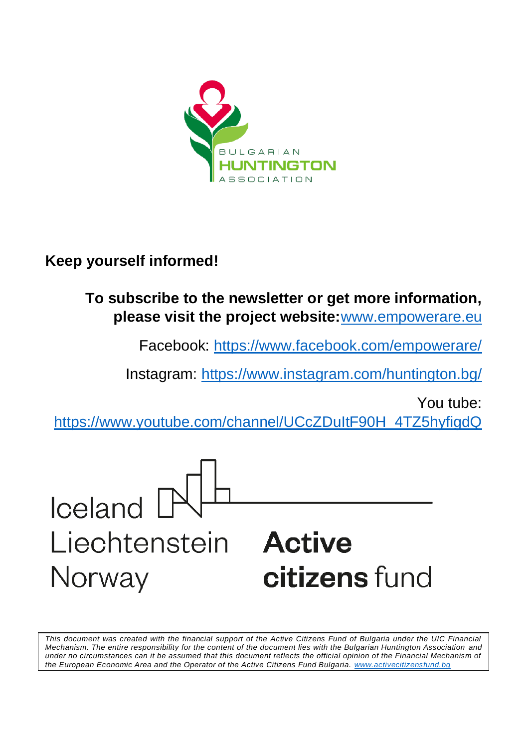**Keep yourself informed!**

**To subscribe to the newsletter or get more information, please visit the project website:**www.empowerare.eu

Facebook: https://www.facebook.com/empowerare/

Instagram: https://www.instagram.com/huntington.bg/

You tube: https://www.youtube.com/channel/UCcZDuItF90H_4TZ5hyfigdQ

*This document was created with the financial support of the Active Citizens Fund of Bulgaria under the UIC Financial Mechanism. The entire responsibility for the content of the document lies with the Bulgarian Huntington Association and under no circumstances can it be assumed that this document reflects the official opinion of the Financial Mechanism of the European Economic Area and the Operator of the Active Citizens Fund Bulgaria. www.activecitizensfund.bg*